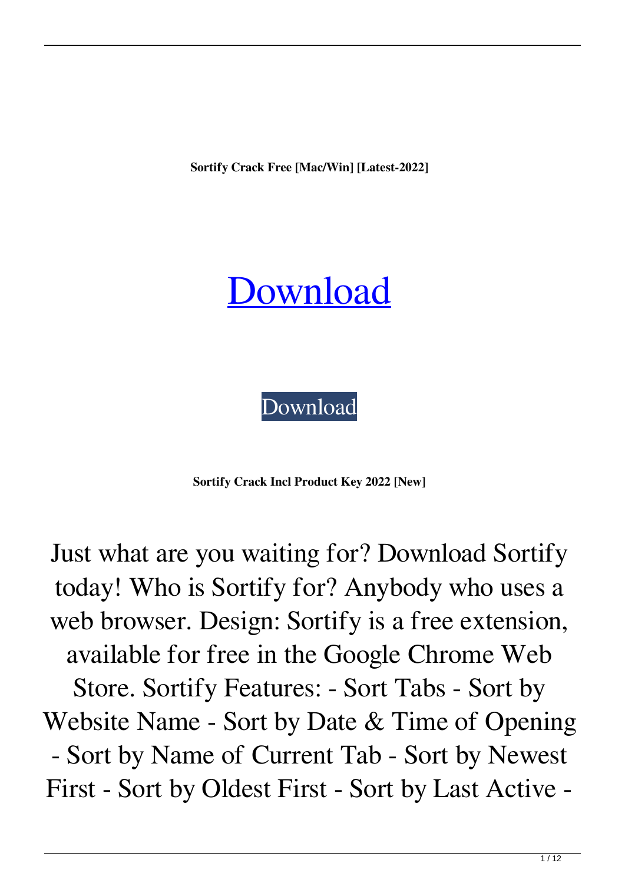**Sortify Crack Free [Mac/Win] [Latest-2022]**

# Download

Download

**Sortify Crack Incl Product Key 2022 [New]**

Just what are you waiting for? Download Sortify today! Who is Sortify for? Anybody who uses a web browser. Design: Sortify is a free extension, available for free in the Google Chrome Web Store. Sortify Features: - Sort Tabs - Sort by Website Name - Sort by Date & Time of Opening - Sort by Name of Current Tab - Sort by Newest First - Sort by Oldest First - Sort by Last Active -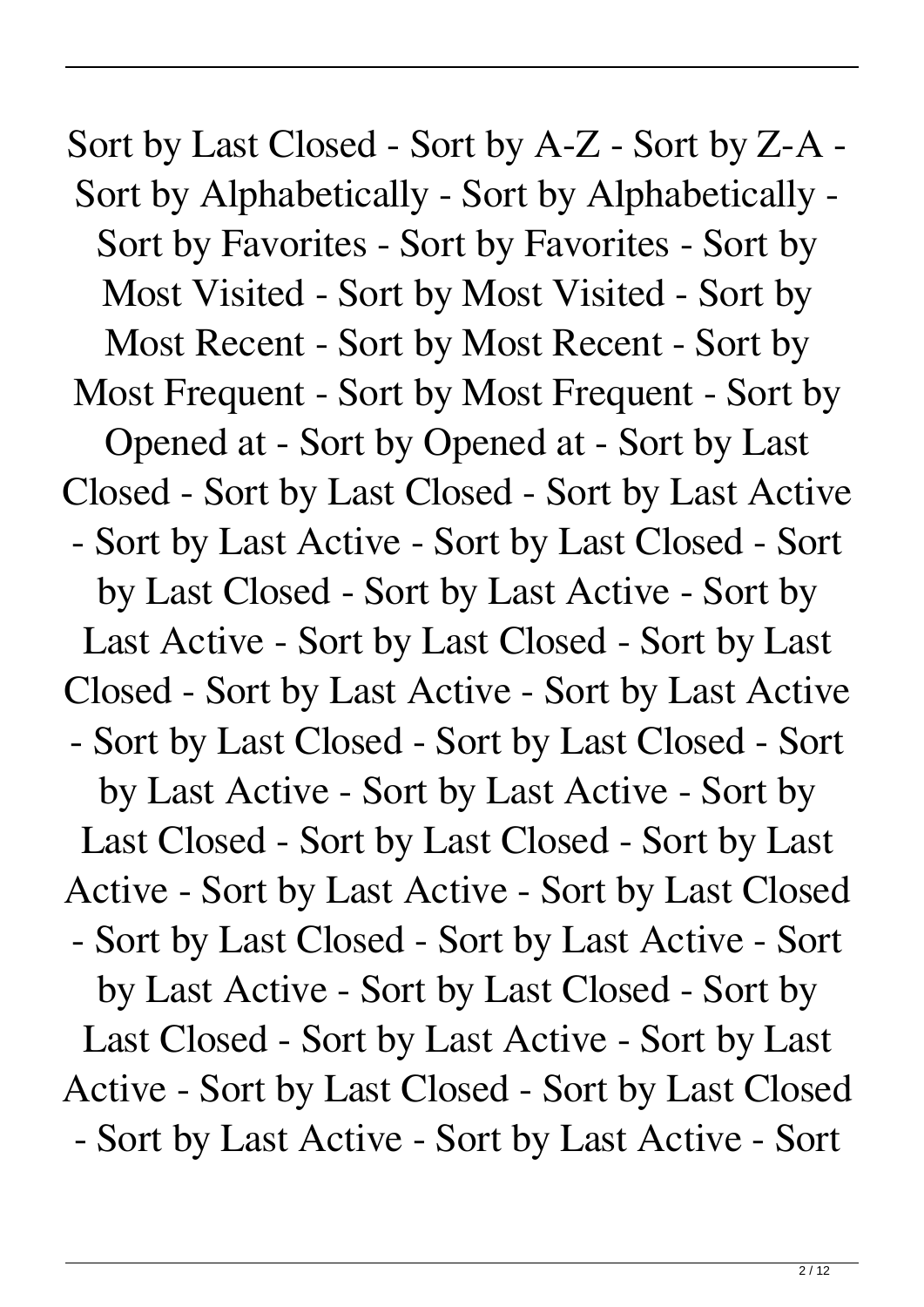Sort by Last Closed - Sort by A-Z - Sort by Z-A - Sort by Alphabetically - Sort by Alphabetically - Sort by Favorites - Sort by Favorites - Sort by Most Visited - Sort by Most Visited - Sort by Most Recent - Sort by Most Recent - Sort by Most Frequent - Sort by Most Frequent - Sort by Opened at - Sort by Opened at - Sort by Last Closed - Sort by Last Closed - Sort by Last Active - Sort by Last Active - Sort by Last Closed - Sort by Last Closed - Sort by Last Active - Sort by Last Active - Sort by Last Closed - Sort by Last Closed - Sort by Last Active - Sort by Last Active - Sort by Last Closed - Sort by Last Closed - Sort by Last Active - Sort by Last Active - Sort by Last Closed - Sort by Last Closed - Sort by Last Active - Sort by Last Active - Sort by Last Closed - Sort by Last Closed - Sort by Last Active - Sort by Last Active - Sort by Last Closed - Sort by Last Closed - Sort by Last Active - Sort by Last Active - Sort by Last Closed - Sort by Last Closed - Sort by Last Active - Sort by Last Active - Sort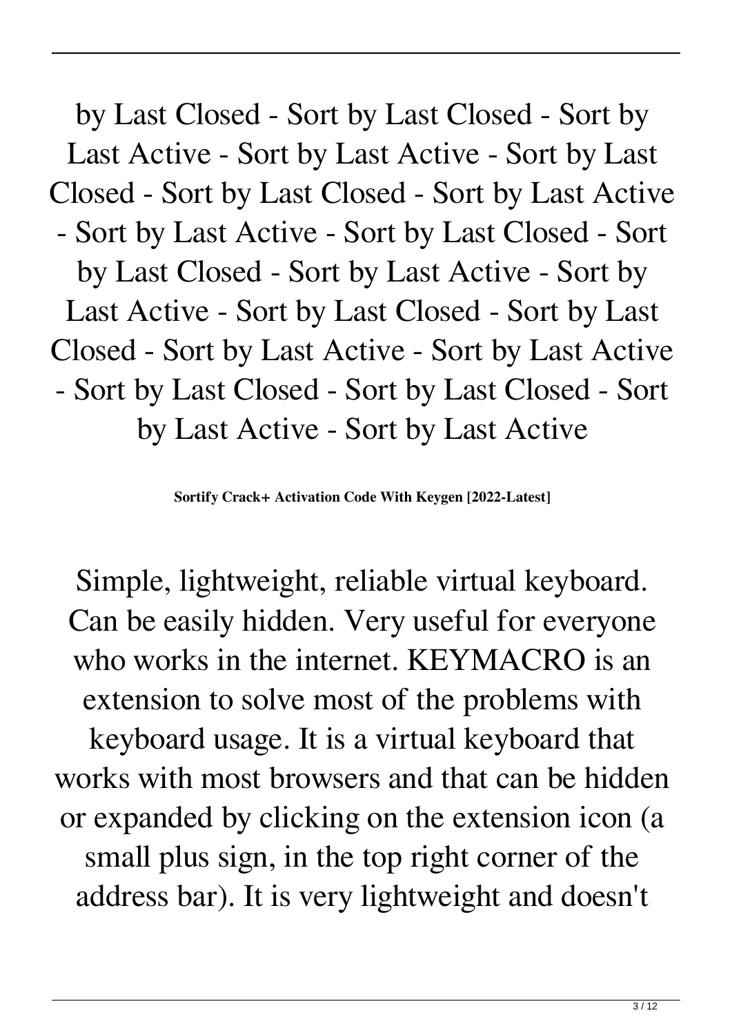by Last Closed - Sort by Last Closed - Sort by Last Active - Sort by Last Active - Sort by Last Closed - Sort by Last Closed - Sort by Last Active - Sort by Last Active - Sort by Last Closed - Sort by Last Closed - Sort by Last Active - Sort by Last Active - Sort by Last Closed - Sort by Last Closed - Sort by Last Active - Sort by Last Active - Sort by Last Closed - Sort by Last Closed - Sort by Last Active - Sort by Last Active

**Sortify Crack+ Activation Code With Keygen [2022-Latest]**

Simple, lightweight, reliable virtual keyboard. Can be easily hidden. Very useful for everyone who works in the internet. KEYMACRO is an extension to solve most of the problems with keyboard usage. It is a virtual keyboard that works with most browsers and that can be hidden or expanded by clicking on the extension icon (a small plus sign, in the top right corner of the address bar). It is very lightweight and doesn't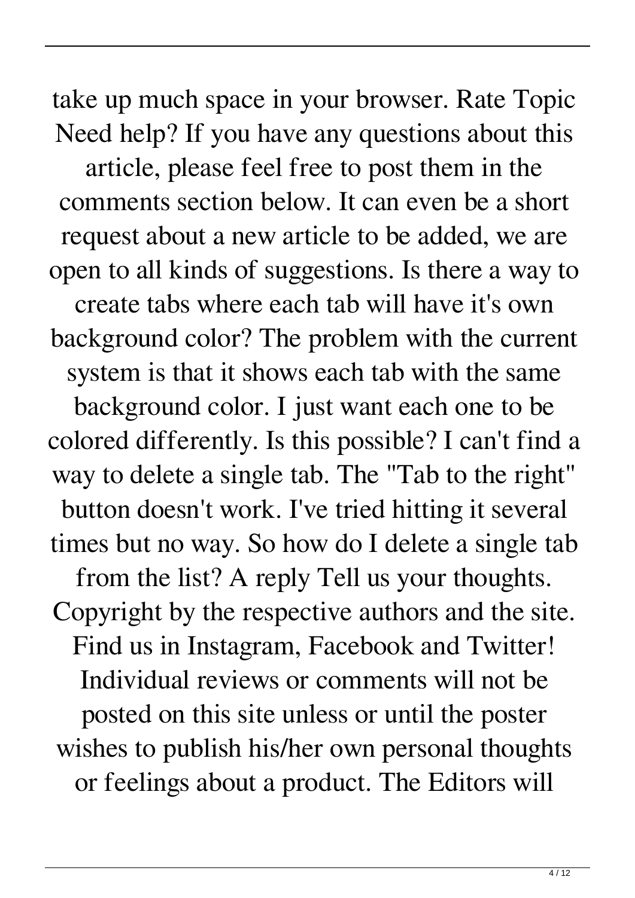take up much space in your browser. Rate Topic Need help? If you have any questions about this article, please feel free to post them in the comments section below. It can even be a short request about a new article to be added, we are open to all kinds of suggestions. Is there a way to create tabs where each tab will have it's own background color? The problem with the current system is that it shows each tab with the same background color. I just want each one to be colored differently. Is this possible? I can't find a way to delete a single tab. The "Tab to the right" button doesn't work. I've tried hitting it several times but no way. So how do I delete a single tab from the list? A reply Tell us your thoughts. Copyright by the respective authors and the site. Find us in Instagram, Facebook and Twitter! Individual reviews or comments will not be posted on this site unless or until the poster wishes to publish his/her own personal thoughts or feelings about a product. The Editors will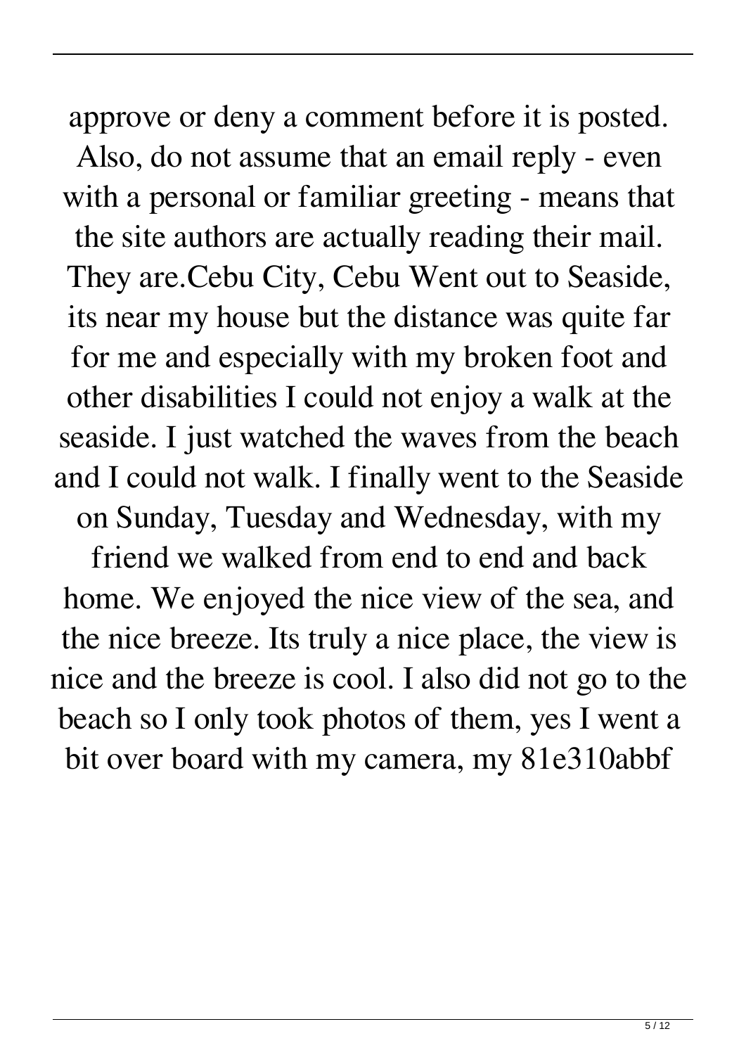approve or deny a comment before it is posted. Also, do not assume that an email reply - even with a personal or familiar greeting - means that the site authors are actually reading their mail. They are.Cebu City, Cebu Went out to Seaside, its near my house but the distance was quite far for me and especially with my broken foot and other disabilities I could not enjoy a walk at the seaside. I just watched the waves from the beach and I could not walk. I finally went to the Seaside on Sunday, Tuesday and Wednesday, with my friend we walked from end to end and back home. We enjoyed the nice view of the sea, and the nice breeze. Its truly a nice place, the view is nice and the breeze is cool. I also did not go to the beach so I only took photos of them, yes I went a bit over board with my camera, my 81e310abbf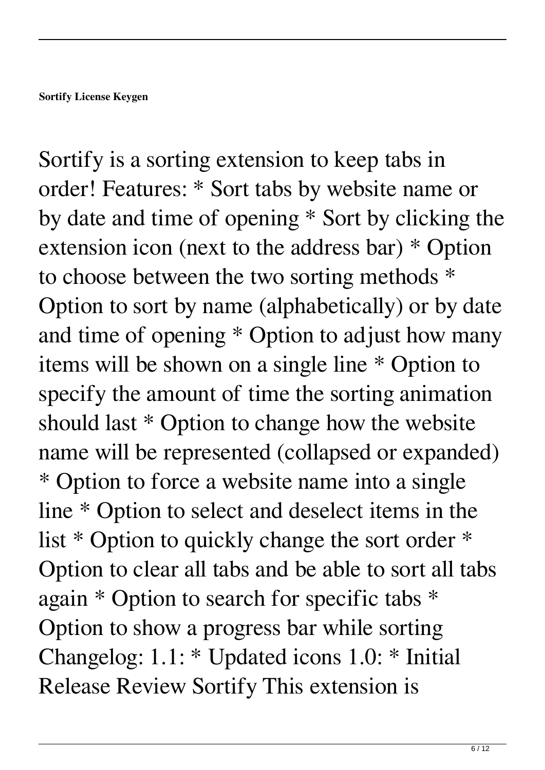**Sortify License Keygen**

Sortify is a sorting extension to keep tabs in order! Features: * Sort tabs by website name or by date and time of opening * Sort by clicking the extension icon (next to the address bar) * Option to choose between the two sorting methods * Option to sort by name (alphabetically) or by date and time of opening * Option to adjust how many items will be shown on a single line * Option to specify the amount of time the sorting animation should last * Option to change how the website name will be represented (collapsed or expanded) * Option to force a website name into a single line * Option to select and deselect items in the list * Option to quickly change the sort order * Option to clear all tabs and be able to sort all tabs again * Option to search for specific tabs * Option to show a progress bar while sorting Changelog: 1.1: * Updated icons 1.0: * Initial Release Review Sortify This extension is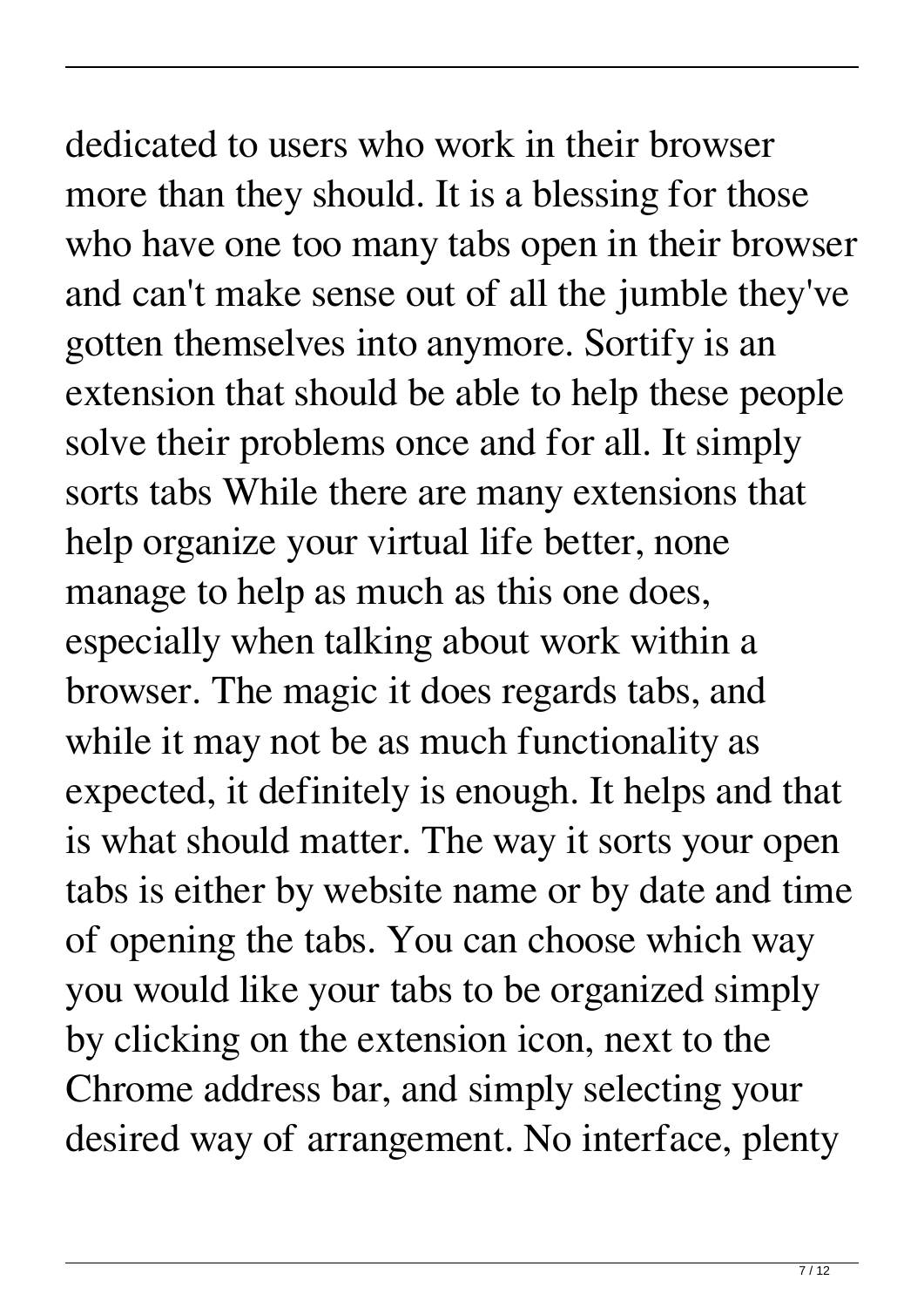dedicated to users who work in their browser more than they should. It is a blessing for those who have one too many tabs open in their browser and can't make sense out of all the jumble they've gotten themselves into anymore. Sortify is an extension that should be able to help these people solve their problems once and for all. It simply sorts tabs While there are many extensions that help organize your virtual life better, none manage to help as much as this one does, especially when talking about work within a browser. The magic it does regards tabs, and while it may not be as much functionality as expected, it definitely is enough. It helps and that is what should matter. The way it sorts your open tabs is either by website name or by date and time of opening the tabs. You can choose which way you would like your tabs to be organized simply by clicking on the extension icon, next to the Chrome address bar, and simply selecting your desired way of arrangement. No interface, plenty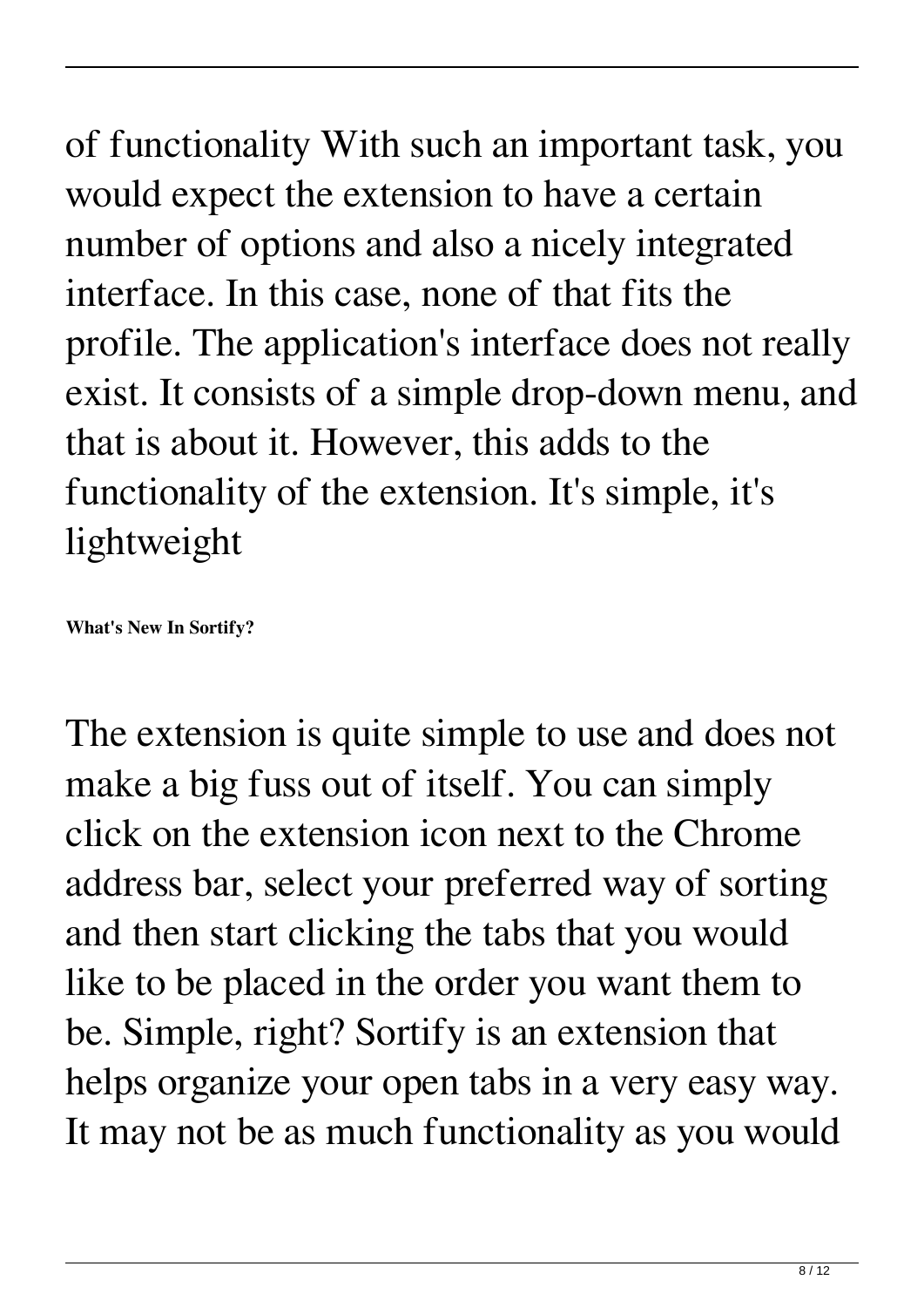of functionality With such an important task, you would expect the extension to have a certain number of options and also a nicely integrated interface. In this case, none of that fits the profile. The application's interface does not really exist. It consists of a simple drop-down menu, and that is about it. However, this adds to the functionality of the extension. It's simple, it's lightweight

**What's New In Sortify?**

The extension is quite simple to use and does not make a big fuss out of itself. You can simply click on the extension icon next to the Chrome address bar, select your preferred way of sorting and then start clicking the tabs that you would like to be placed in the order you want them to be. Simple, right? Sortify is an extension that helps organize your open tabs in a very easy way. It may not be as much functionality as you would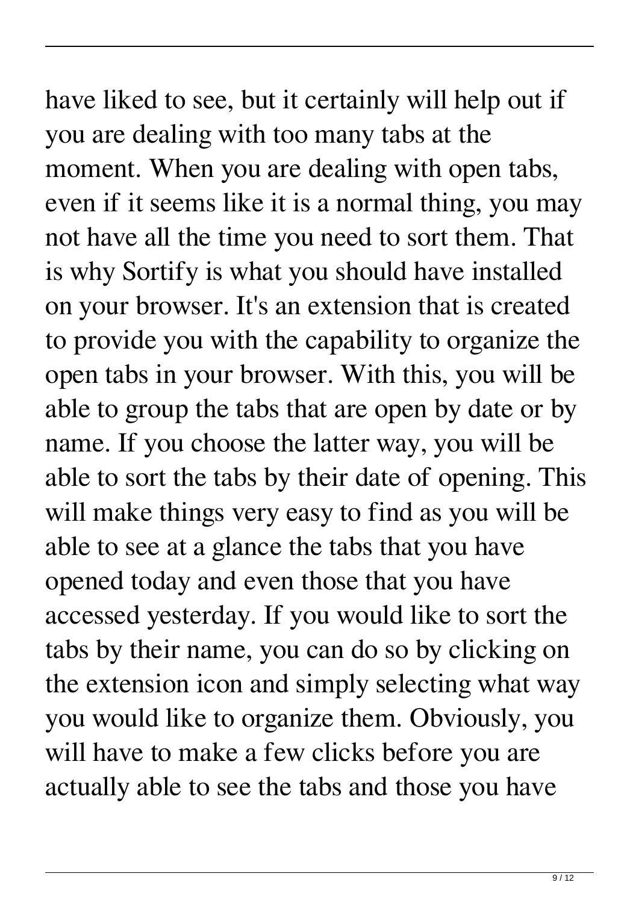have liked to see, but it certainly will help out if you are dealing with too many tabs at the moment. When you are dealing with open tabs, even if it seems like it is a normal thing, you may not have all the time you need to sort them. That is why Sortify is what you should have installed on your browser. It's an extension that is created to provide you with the capability to organize the open tabs in your browser. With this, you will be able to group the tabs that are open by date or by name. If you choose the latter way, you will be able to sort the tabs by their date of opening. This will make things very easy to find as you will be able to see at a glance the tabs that you have opened today and even those that you have accessed yesterday. If you would like to sort the tabs by their name, you can do so by clicking on the extension icon and simply selecting what way you would like to organize them. Obviously, you will have to make a few clicks before you are actually able to see the tabs and those you have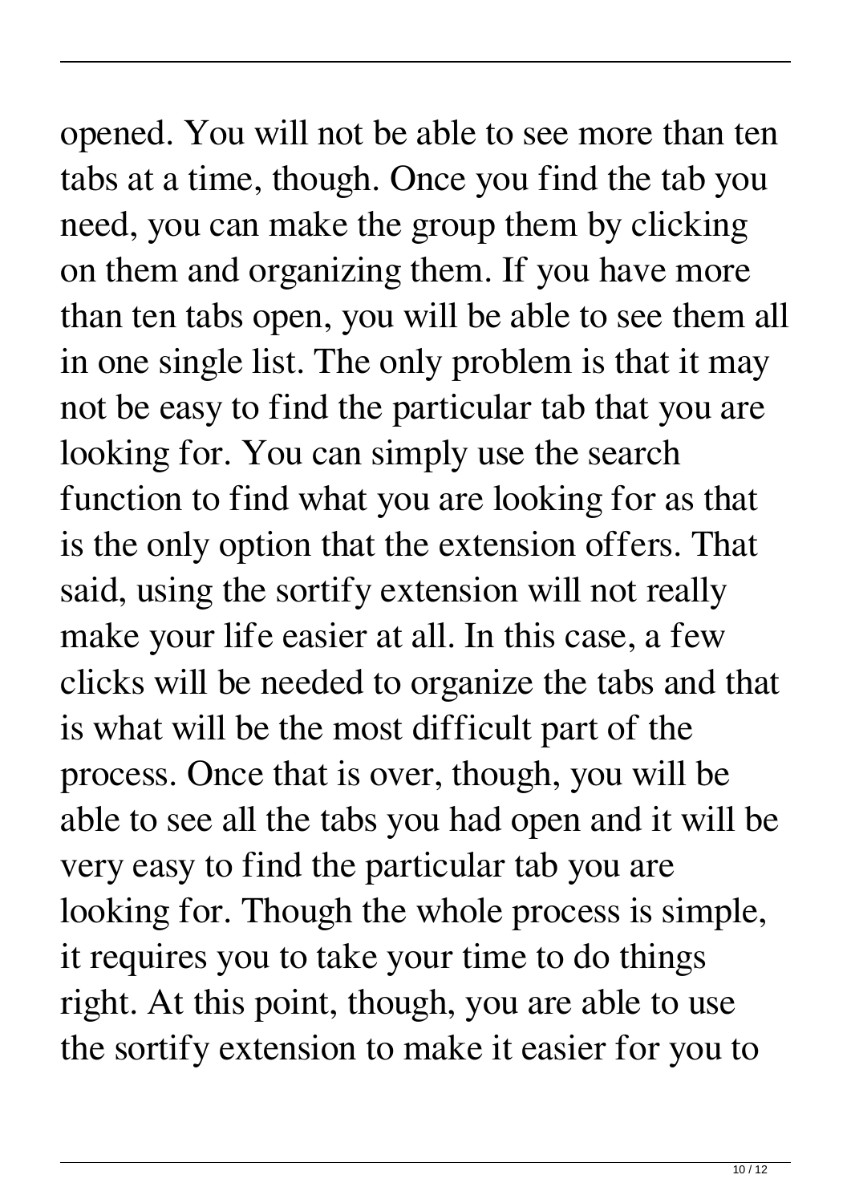opened. You will not be able to see more than ten tabs at a time, though. Once you find the tab you need, you can make the group them by clicking on them and organizing them. If you have more than ten tabs open, you will be able to see them all in one single list. The only problem is that it may not be easy to find the particular tab that you are looking for. You can simply use the search function to find what you are looking for as that is the only option that the extension offers. That said, using the sortify extension will not really make your life easier at all. In this case, a few clicks will be needed to organize the tabs and that is what will be the most difficult part of the process. Once that is over, though, you will be able to see all the tabs you had open and it will be very easy to find the particular tab you are looking for. Though the whole process is simple, it requires you to take your time to do things right. At this point, though, you are able to use the sortify extension to make it easier for you to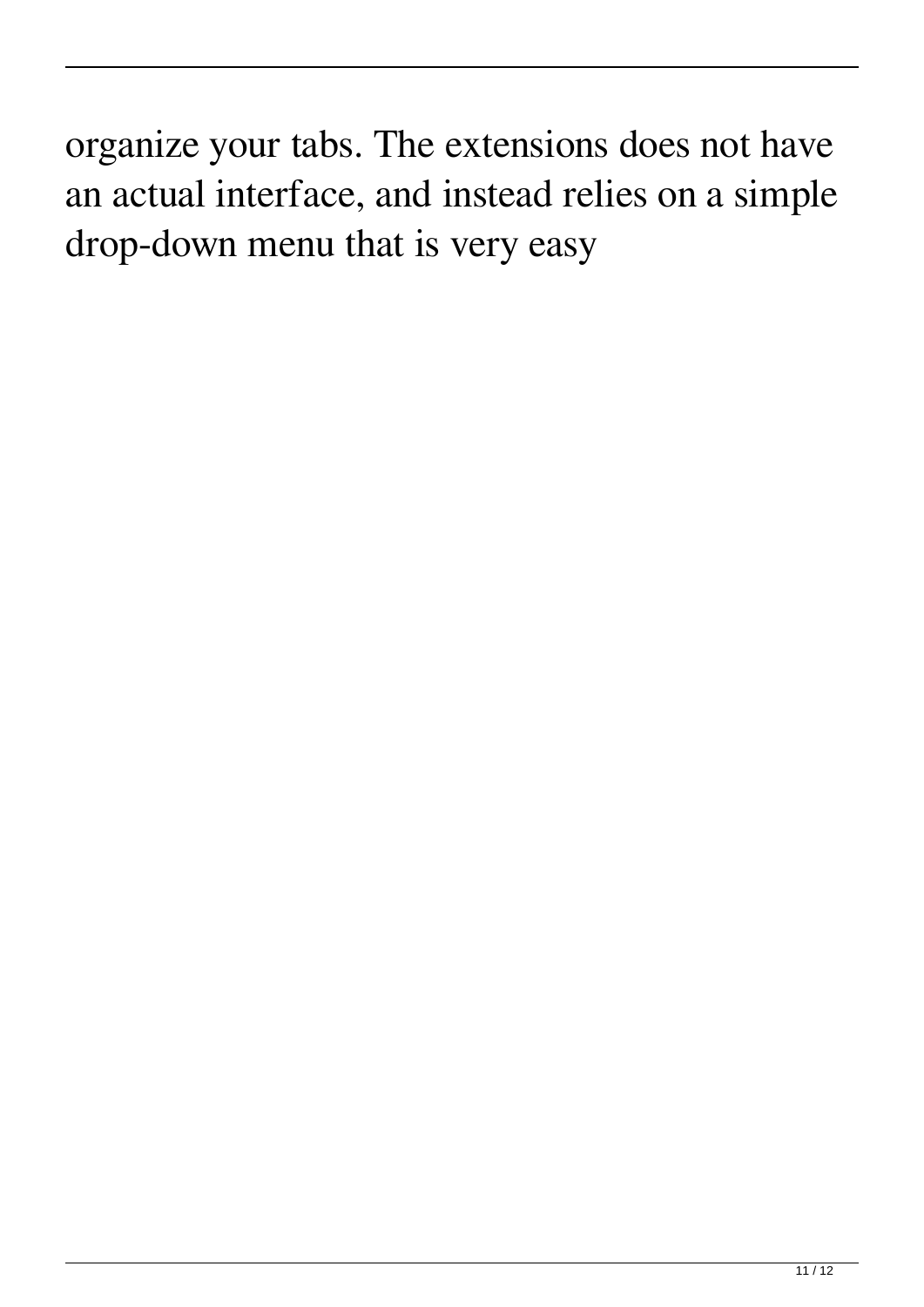organize your tabs. The extensions does not have an actual interface, and instead relies on a simple drop-down menu that is very easy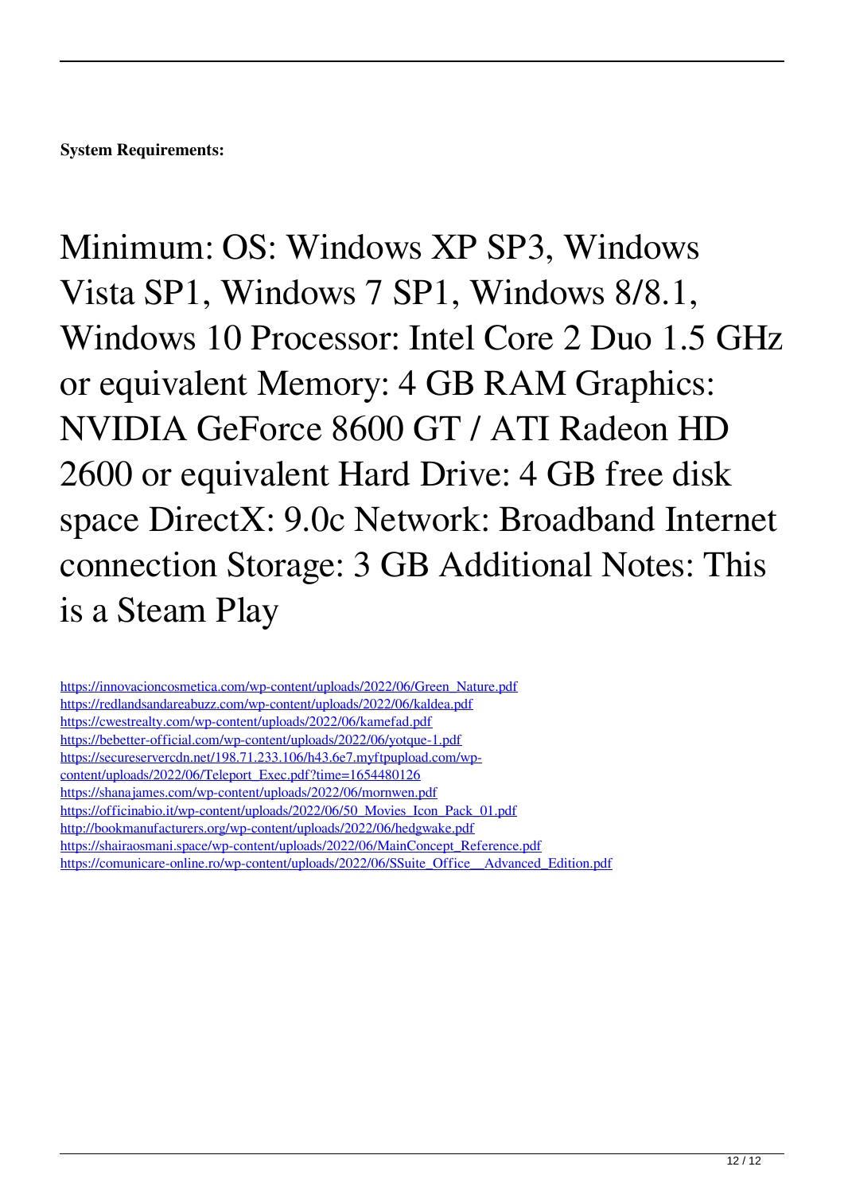**System Requirements:**

Minimum: OS: Windows XP SP3, Windows Vista SP1, Windows 7 SP1, Windows 8/8.1, Windows 10 Processor: Intel Core 2 Duo 1.5 GHz or equivalent Memory: 4 GB RAM Graphics: NVIDIA GeForce 8600 GT / ATI Radeon HD 2600 or equivalent Hard Drive: 4 GB free disk space DirectX: 9.0c Network: Broadband Internet connection Storage: 3 GB Additional Notes: This is a Steam Play

https://innovacioncosmetica.com/wp-content/uploads/2022/06/Green_Nature.pdf
https://redlandsandareabuzz.com/wp-content/uploads/2022/06/kaldea.pdf
https://cwestrealty.com/wp-content/uploads/2022/06/kamefad.pdf
https://bebetter-official.com/wp-content/uploads/2022/06/yotque-1.pdf
https://secureservercdn.net/198.71.233.106/h43.6e7.myftpupload.com/wp-content/uploads/2022/06/Teleport_Exec.pdf?time=1654480126
https://shanajames.com/wp-content/uploads/2022/06/mornwen.pdf
https://officinabio.it/wp-content/uploads/2022/06/50_Movies_Icon_Pack_01.pdf
http://bookmanufacturers.org/wp-content/uploads/2022/06/hedgwake.pdf
https://shairaosmani.space/wp-content/uploads/2022/06/MainConcept_Reference.pdf
https://comunicare-online.ro/wp-content/uploads/2022/06/SSuite_Office__Advanced_Edition.pdf